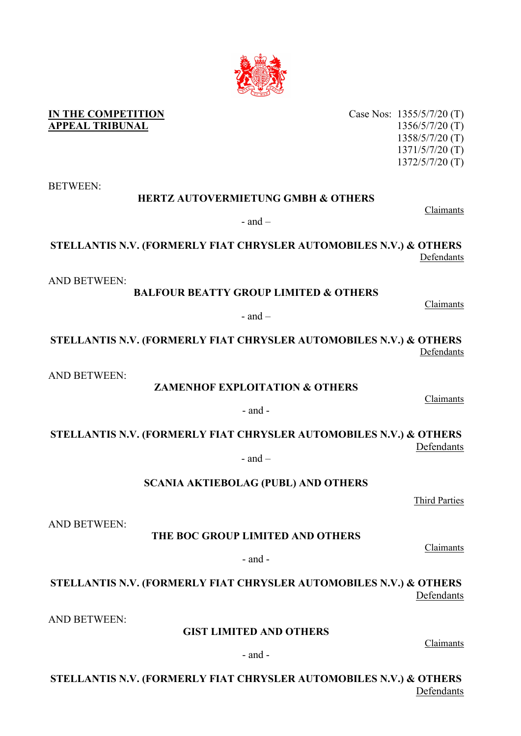**IN THE COMPETITION APPEAL TRIBUNAL**

Case Nos: 1355/5/7/20 (T)
1356/5/7/20 (T)
1358/5/7/20 (T)
1371/5/7/20 (T)
1372/5/7/20 (T)

BETWEEN:

**HERTZ AUTOVERMIETUNG GMBH & OTHERS**

Claimants

- and –

**STELLANTIS N.V. (FORMERLY FIAT CHRYSLER AUTOMOBILES N.V.) & OTHERS**

Defendants

AND BETWEEN:

**BALFOUR BEATTY GROUP LIMITED & OTHERS**

Claimants

- and –

**STELLANTIS N.V. (FORMERLY FIAT CHRYSLER AUTOMOBILES N.V.) & OTHERS**

Defendants

AND BETWEEN:

**ZAMENHOF EXPLOITATION & OTHERS**

Claimants

- and -

**STELLANTIS N.V. (FORMERLY FIAT CHRYSLER AUTOMOBILES N.V.) & OTHERS**

Defendants

- and –

**SCANIA AKTIEBOLAG (PUBL) AND OTHERS**

Third Parties

AND BETWEEN:

**THE BOC GROUP LIMITED AND OTHERS**

Claimants

- and -

**STELLANTIS N.V. (FORMERLY FIAT CHRYSLER AUTOMOBILES N.V.) & OTHERS**

Defendants

AND BETWEEN:

**GIST LIMITED AND OTHERS**

Claimants

- and -

**STELLANTIS N.V. (FORMERLY FIAT CHRYSLER AUTOMOBILES N.V.) & OTHERS**

Defendants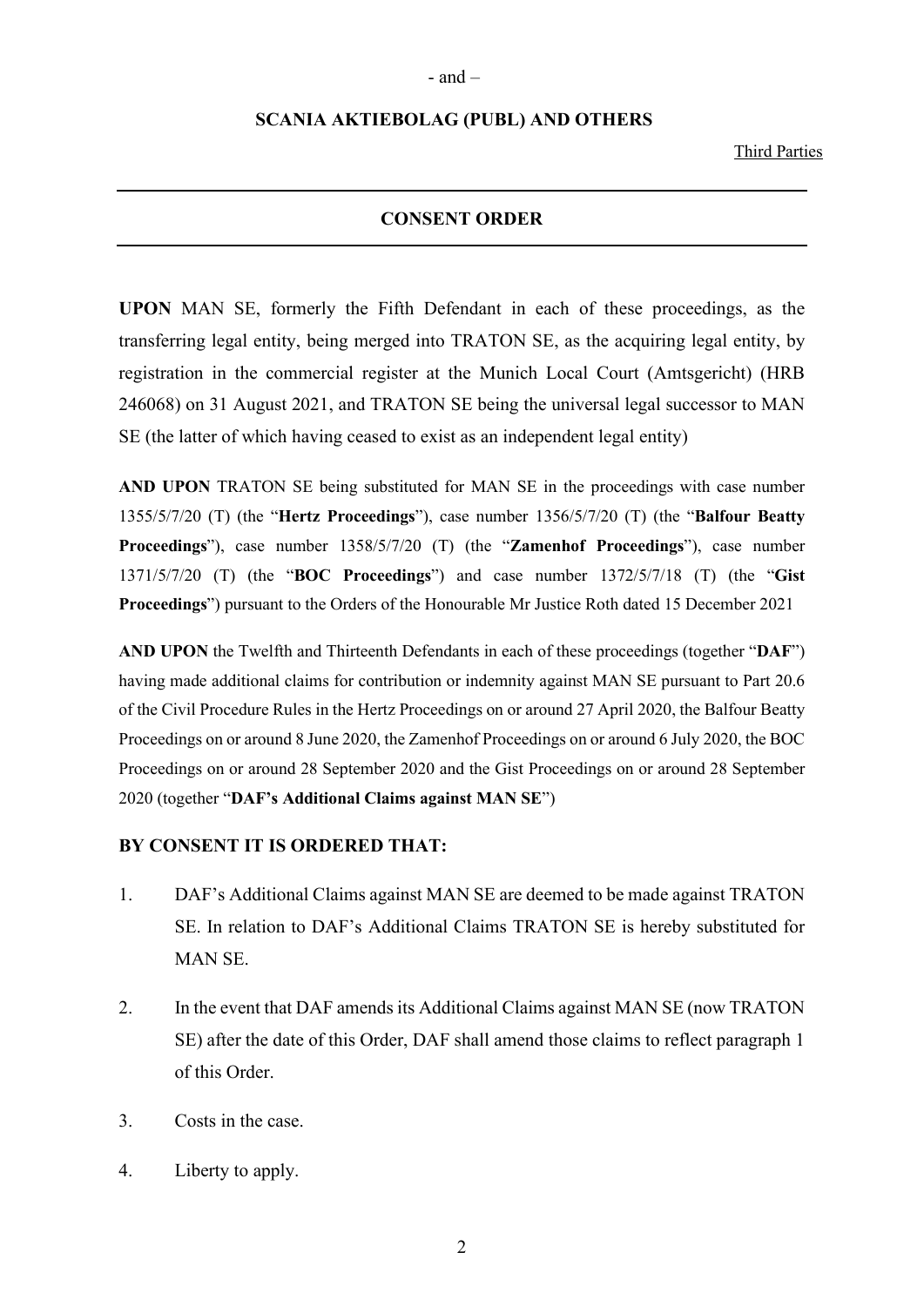- and –

**SCANIA AKTIEBOLAG (PUBL) AND OTHERS**

Third Parties

---

## CONSENT ORDER

---

**UPON** MAN SE, formerly the Fifth Defendant in each of these proceedings, as the transferring legal entity, being merged into TRATON SE, as the acquiring legal entity, by registration in the commercial register at the Munich Local Court (Amtsgericht) (HRB 246068) on 31 August 2021, and TRATON SE being the universal legal successor to MAN SE (the latter of which having ceased to exist as an independent legal entity)

**AND UPON** TRATON SE being substituted for MAN SE in the proceedings with case number 1355/5/7/20 (T) (the "**Hertz Proceedings**"), case number 1356/5/7/20 (T) (the "**Balfour Beatty Proceedings**"), case number 1358/5/7/20 (T) (the "**Zamenhof Proceedings**"), case number 1371/5/7/20 (T) (the "**BOC Proceedings**") and case number 1372/5/7/18 (T) (the "**Gist Proceedings**") pursuant to the Orders of the Honourable Mr Justice Roth dated 15 December 2021

**AND UPON** the Twelfth and Thirteenth Defendants in each of these proceedings (together "**DAF**") having made additional claims for contribution or indemnity against MAN SE pursuant to Part 20.6 of the Civil Procedure Rules in the Hertz Proceedings on or around 27 April 2020, the Balfour Beatty Proceedings on or around 8 June 2020, the Zamenhof Proceedings on or around 6 July 2020, the BOC Proceedings on or around 28 September 2020 and the Gist Proceedings on or around 28 September 2020 (together "**DAF's Additional Claims against MAN SE**")

**BY CONSENT IT IS ORDERED THAT:**

1. DAF's Additional Claims against MAN SE are deemed to be made against TRATON SE. In relation to DAF's Additional Claims TRATON SE is hereby substituted for MAN SE.
2. In the event that DAF amends its Additional Claims against MAN SE (now TRATON SE) after the date of this Order, DAF shall amend those claims to reflect paragraph 1 of this Order.
3. Costs in the case.
4. Liberty to apply.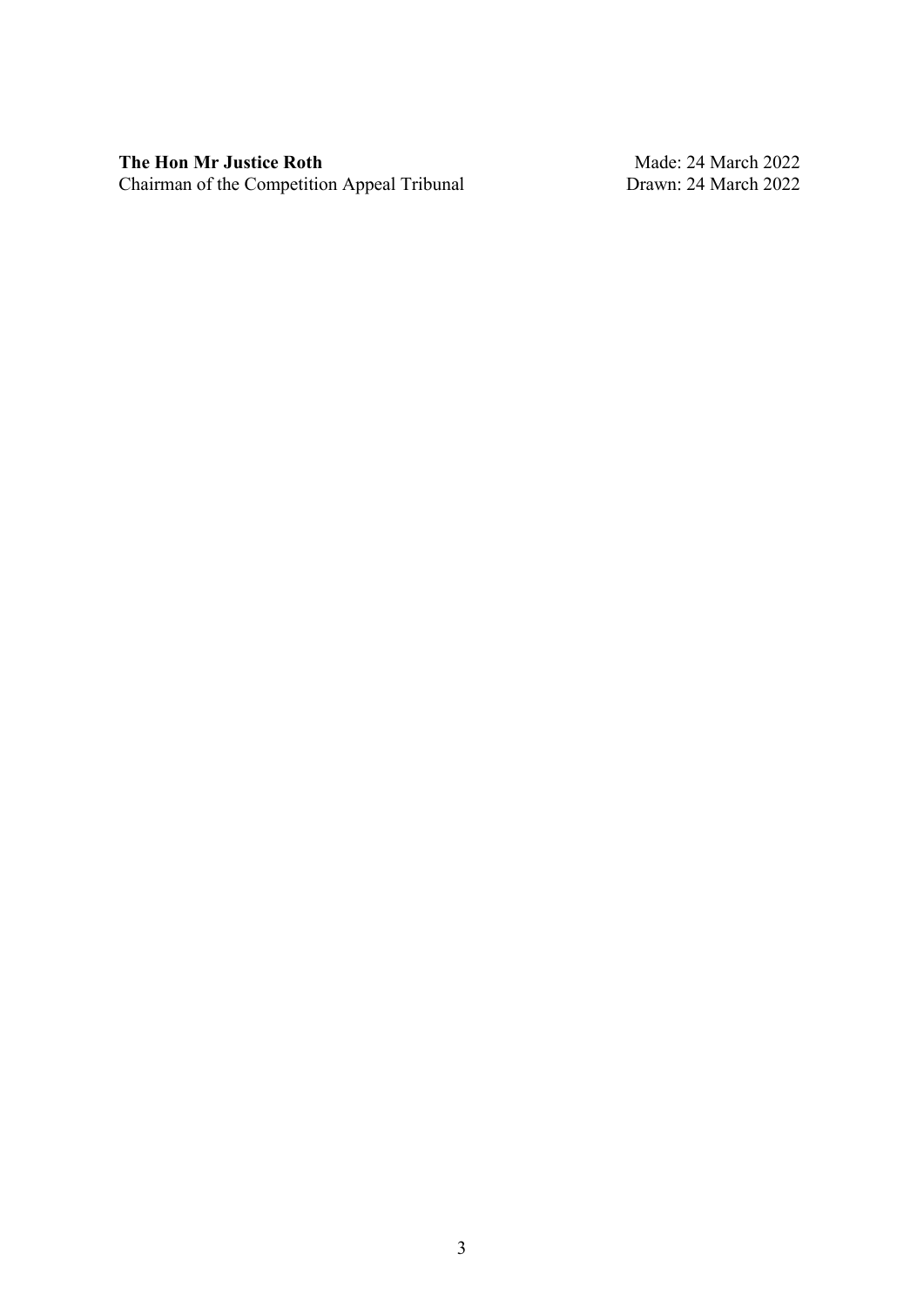**The Hon Mr Justice Roth**
Chairman of the Competition Appeal Tribunal

Made: 24 March 2022
Drawn: 24 March 2022